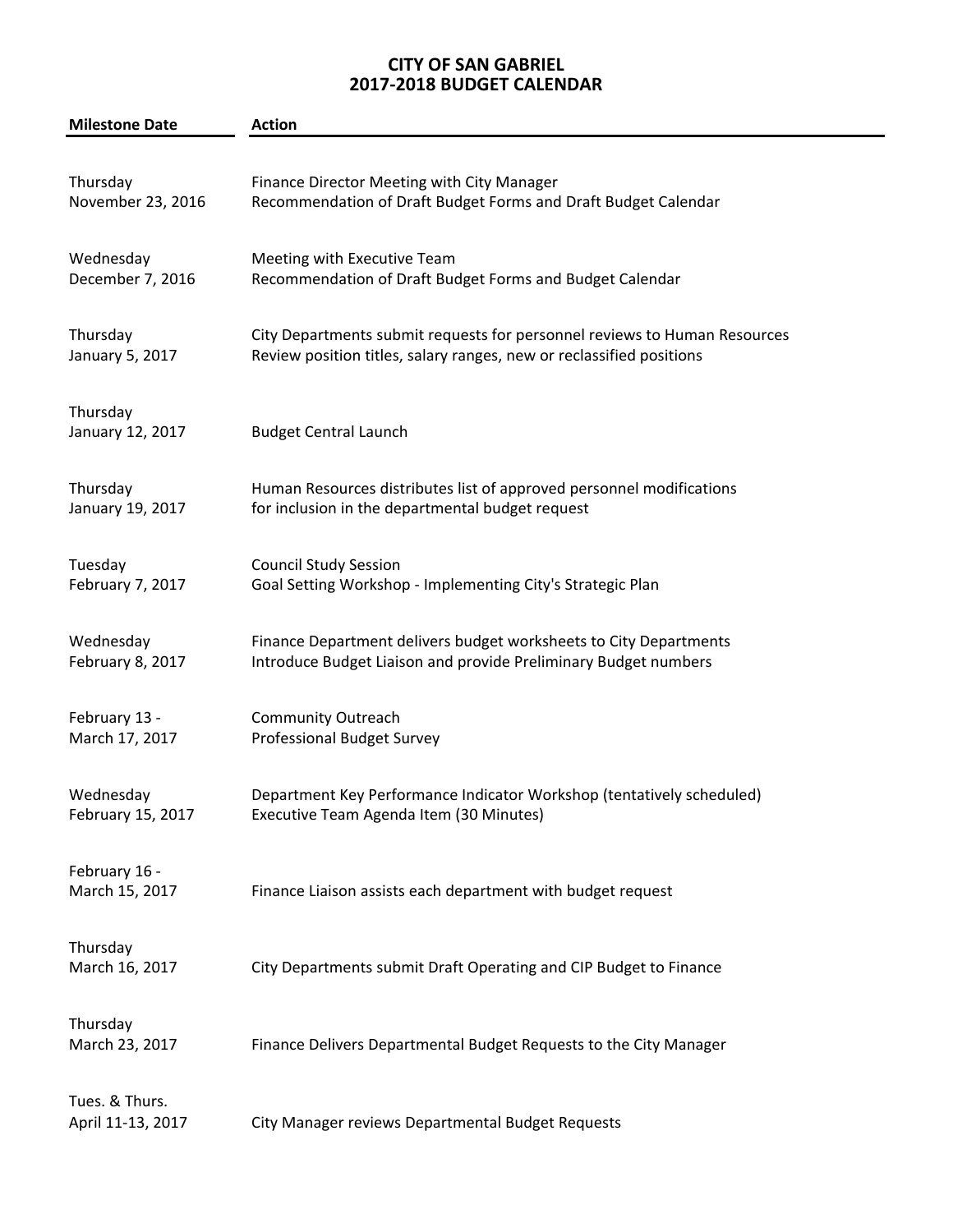# CITY OF SAN GABRIEL
## 2017-2018 BUDGET CALENDAR

| Milestone Date | Action |
|---|---|
| Thursday<br>November 23, 2016 | Finance Director Meeting with City Manager<br>Recommendation of Draft Budget Forms and Draft Budget Calendar |
| Wednesday<br>December 7, 2016 | Meeting with Executive Team<br>Recommendation of Draft Budget Forms and Budget Calendar |
| Thursday<br>January 5, 2017 | City Departments submit requests for personnel reviews to Human Resources<br>Review position titles, salary ranges, new or reclassified positions |
| Thursday<br>January 12, 2017 | Budget Central Launch |
| Thursday<br>January 19, 2017 | Human Resources distributes list of approved personnel modifications<br>for inclusion in the departmental budget request |
| Tuesday<br>February 7, 2017 | Council Study Session<br>Goal Setting Workshop - Implementing City's Strategic Plan |
| Wednesday<br>February 8, 2017 | Finance Department delivers budget worksheets to City Departments<br>Introduce Budget Liaison and provide Preliminary Budget numbers |
| February 13 -<br>March 17, 2017 | Community Outreach<br>Professional Budget Survey |
| Wednesday<br>February 15, 2017 | Department Key Performance Indicator Workshop (tentatively scheduled)<br>Executive Team Agenda Item (30 Minutes) |
| February 16 -<br>March 15, 2017 | Finance Liaison assists each department with budget request |
| Thursday<br>March 16, 2017 | City Departments submit Draft Operating and CIP Budget to Finance |
| Thursday<br>March 23, 2017 | Finance Delivers Departmental Budget Requests to the City Manager |
| Tues. & Thurs.<br>April 11-13, 2017 | City Manager reviews Departmental Budget Requests |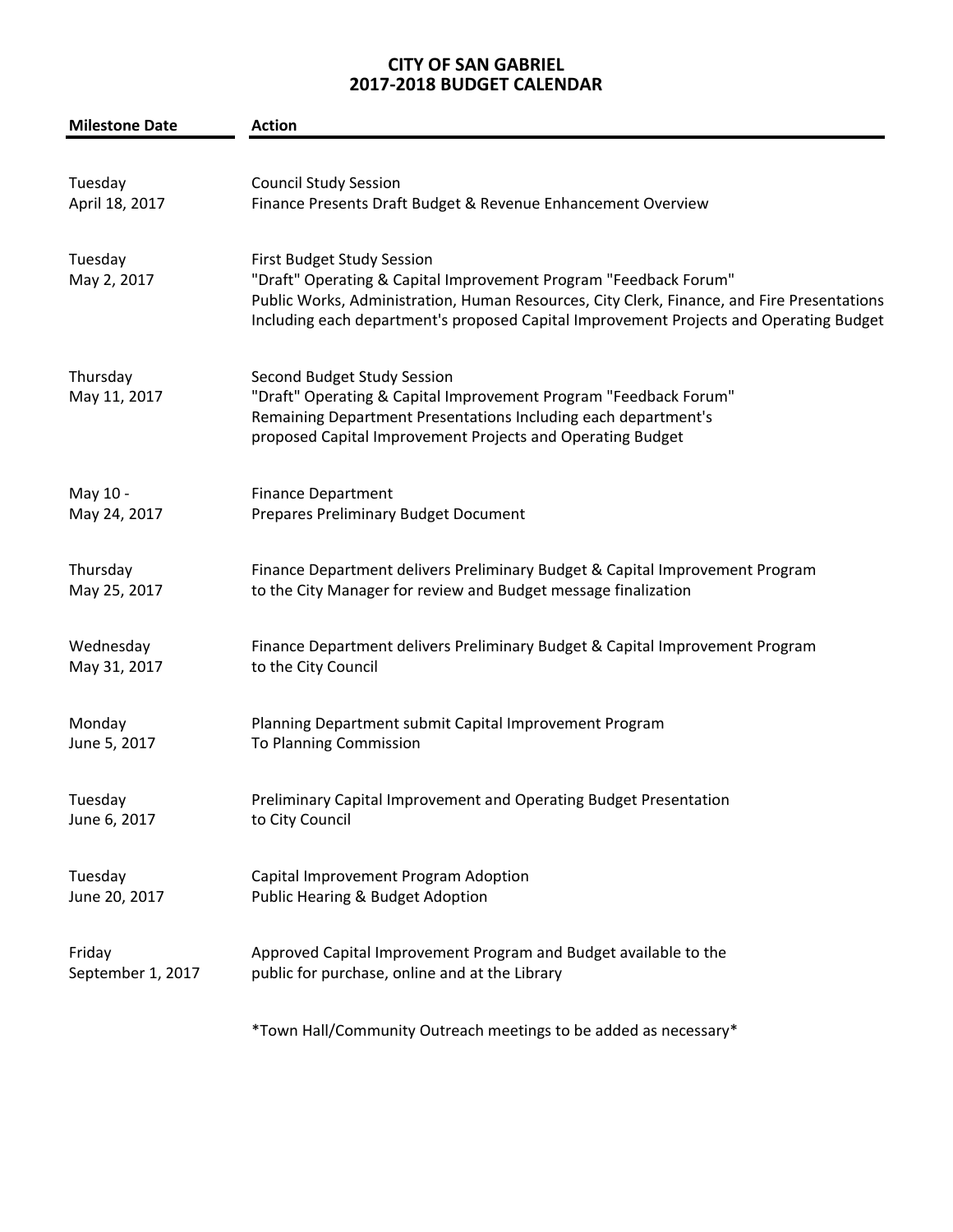# CITY OF SAN GABRIEL
## 2017-2018 BUDGET CALENDAR

| Milestone Date | Action |
|---|---|
| Tuesday<br>April 18, 2017 | Council Study Session<br>Finance Presents Draft Budget & Revenue Enhancement Overview |
| Tuesday<br>May 2, 2017 | First Budget Study Session<br>"Draft" Operating & Capital Improvement Program "Feedback Forum"<br>Public Works, Administration, Human Resources, City Clerk, Finance, and Fire Presentations<br>Including each department's proposed Capital Improvement Projects and Operating Budget |
| Thursday<br>May 11, 2017 | Second Budget Study Session<br>"Draft" Operating & Capital Improvement Program "Feedback Forum"<br>Remaining Department Presentations Including each department's<br>proposed Capital Improvement Projects and Operating Budget |
| May 10 -<br>May 24, 2017 | Finance Department<br>Prepares Preliminary Budget Document |
| Thursday<br>May 25, 2017 | Finance Department delivers Preliminary Budget & Capital Improvement Program<br>to the City Manager for review and Budget message finalization |
| Wednesday<br>May 31, 2017 | Finance Department delivers Preliminary Budget & Capital Improvement Program<br>to the City Council |
| Monday<br>June 5, 2017 | Planning Department submit Capital Improvement Program<br>To Planning Commission |
| Tuesday<br>June 6, 2017 | Preliminary Capital Improvement and Operating Budget Presentation<br>to City Council |
| Tuesday<br>June 20, 2017 | Capital Improvement Program Adoption<br>Public Hearing & Budget Adoption |
| Friday<br>September 1, 2017 | Approved Capital Improvement Program and Budget available to the<br>public for purchase, online and at the Library |

*Town Hall/Community Outreach meetings to be added as necessary*